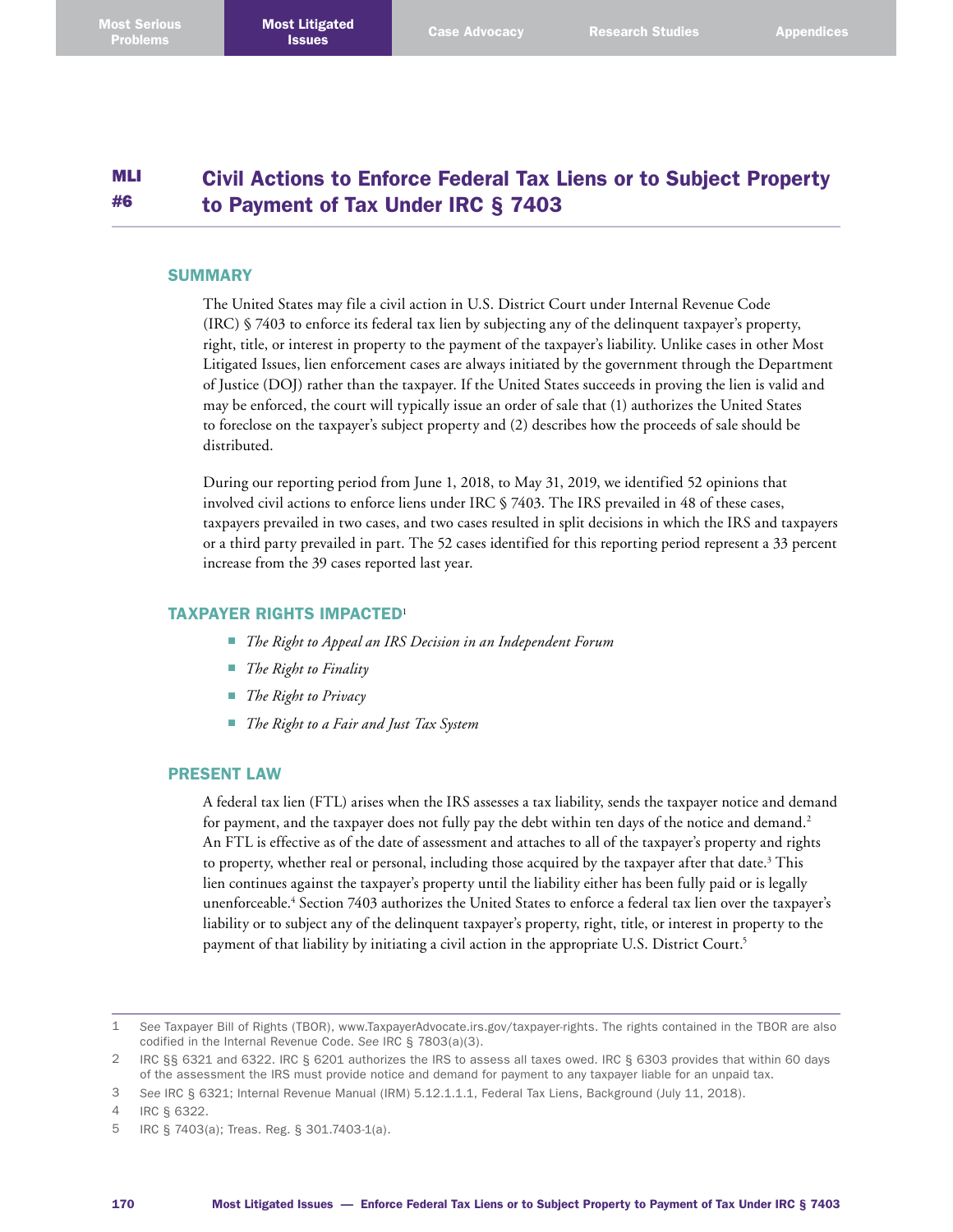# MLI #6 Civil Actions to Enforce Federal Tax Liens or to Subject Property to Payment of Tax Under IRC § 7403

## SUMMARY

The United States may file a civil action in U.S. District Court under Internal Revenue Code (IRC) § 7403 to enforce its federal tax lien by subjecting any of the delinquent taxpayer's property, right, title, or interest in property to the payment of the taxpayer's liability. Unlike cases in other Most Litigated Issues, lien enforcement cases are always initiated by the government through the Department of Justice (DOJ) rather than the taxpayer. If the United States succeeds in proving the lien is valid and may be enforced, the court will typically issue an order of sale that (1) authorizes the United States to foreclose on the taxpayer's subject property and (2) describes how the proceeds of sale should be distributed.

During our reporting period from June 1, 2018, to May 31, 2019, we identified 52 opinions that involved civil actions to enforce liens under IRC § 7403. The IRS prevailed in 48 of these cases, taxpayers prevailed in two cases, and two cases resulted in split decisions in which the IRS and taxpayers or a third party prevailed in part. The 52 cases identified for this reporting period represent a 33 percent increase from the 39 cases reported last year.

## TAXPAYER RIGHTS IMPACTED[1]

- *The Right to Appeal an IRS Decision in an Independent Forum*
- *The Right to Finality*
- *The Right to Privacy*
- *The Right to a Fair and Just Tax System*

## PRESENT LAW

A federal tax lien (FTL) arises when the IRS assesses a tax liability, sends the taxpayer notice and demand for payment, and the taxpayer does not fully pay the debt within ten days of the notice and demand.[2] An FTL is effective as of the date of assessment and attaches to all of the taxpayer's property and rights to property, whether real or personal, including those acquired by the taxpayer after that date.[3] This lien continues against the taxpayer's property until the liability either has been fully paid or is legally unenforceable.[4] Section 7403 authorizes the United States to enforce a federal tax lien over the taxpayer's liability or to subject any of the delinquent taxpayer's property, right, title, or interest in property to the payment of that liability by initiating a civil action in the appropriate U.S. District Court.[5]

---

1 *See* Taxpayer Bill of Rights (TBOR), www.TaxpayerAdvocate.irs.gov/taxpayer-rights. The rights contained in the TBOR are also codified in the Internal Revenue Code. *See* IRC § 7803(a)(3).

2 IRC §§ 6321 and 6322. IRC § 6201 authorizes the IRS to assess all taxes owed. IRC § 6303 provides that within 60 days of the assessment the IRS must provide notice and demand for payment to any taxpayer liable for an unpaid tax.

3 *See* IRC § 6321; Internal Revenue Manual (IRM) 5.12.1.1.1, Federal Tax Liens, Background (July 11, 2018).

4 IRC § 6322.

5 IRC § 7403(a); Treas. Reg. § 301.7403-1(a).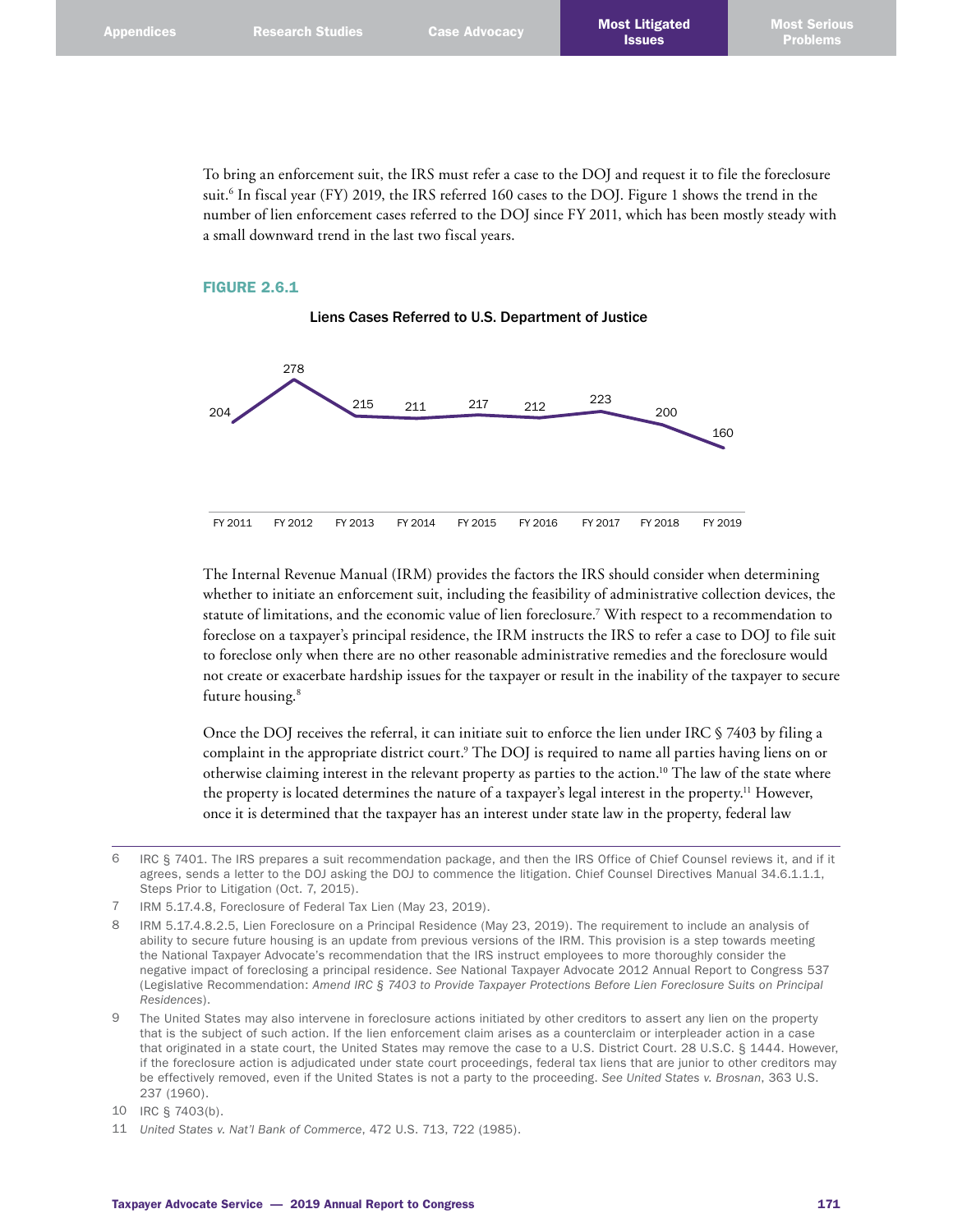To bring an enforcement suit, the IRS must refer a case to the DOJ and request it to file the foreclosure suit.[6] In fiscal year (FY) 2019, the IRS referred 160 cases to the DOJ. Figure 1 shows the trend in the number of lien enforcement cases referred to the DOJ since FY 2011, which has been mostly steady with a small downward trend in the last two fiscal years.

**FIGURE 2.6.1**

Liens Cases Referred to U.S. Department of Justice

| FY 2011 | FY 2012 | FY 2013 | FY 2014 | FY 2015 | FY 2016 | FY 2017 | FY 2018 | FY 2019 |
|---|---|---|---|---|---|---|---|---|
| 204 | 278 | 215 | 211 | 217 | 212 | 223 | 200 | 160 |

The Internal Revenue Manual (IRM) provides the factors the IRS should consider when determining whether to initiate an enforcement suit, including the feasibility of administrative collection devices, the statute of limitations, and the economic value of lien foreclosure.[7] With respect to a recommendation to foreclose on a taxpayer's principal residence, the IRM instructs the IRS to refer a case to DOJ to file suit to foreclose only when there are no other reasonable administrative remedies and the foreclosure would not create or exacerbate hardship issues for the taxpayer or result in the inability of the taxpayer to secure future housing.[8]

Once the DOJ receives the referral, it can initiate suit to enforce the lien under IRC § 7403 by filing a complaint in the appropriate district court.[9] The DOJ is required to name all parties having liens on or otherwise claiming interest in the relevant property as parties to the action.[10] The law of the state where the property is located determines the nature of a taxpayer's legal interest in the property.[11] However, once it is determined that the taxpayer has an interest under state law in the property, federal law

---

6 IRC § 7401. The IRS prepares a suit recommendation package, and then the IRS Office of Chief Counsel reviews it, and if it agrees, sends a letter to the DOJ asking the DOJ to commence the litigation. Chief Counsel Directives Manual 34.6.1.1.1, Steps Prior to Litigation (Oct. 7, 2015).

7 IRM 5.17.4.8, Foreclosure of Federal Tax Lien (May 23, 2019).

8 IRM 5.17.4.8.2.5, Lien Foreclosure on a Principal Residence (May 23, 2019). The requirement to include an analysis of ability to secure future housing is an update from previous versions of the IRM. This provision is a step towards meeting the National Taxpayer Advocate's recommendation that the IRS instruct employees to more thoroughly consider the negative impact of foreclosing a principal residence. *See* National Taxpayer Advocate 2012 Annual Report to Congress 537 (Legislative Recommendation: *Amend IRC § 7403 to Provide Taxpayer Protections Before Lien Foreclosure Suits on Principal Residences*).

9 The United States may also intervene in foreclosure actions initiated by other creditors to assert any lien on the property that is the subject of such action. If the lien enforcement claim arises as a counterclaim or interpleader action in a case that originated in a state court, the United States may remove the case to a U.S. District Court. 28 U.S.C. § 1444. However, if the foreclosure action is adjudicated under state court proceedings, federal tax liens that are junior to other creditors may be effectively removed, even if the United States is not a party to the proceeding. *See United States v. Brosnan*, 363 U.S. 237 (1960).

10 IRC § 7403(b).

11 *United States v. Nat'l Bank of Commerce*, 472 U.S. 713, 722 (1985).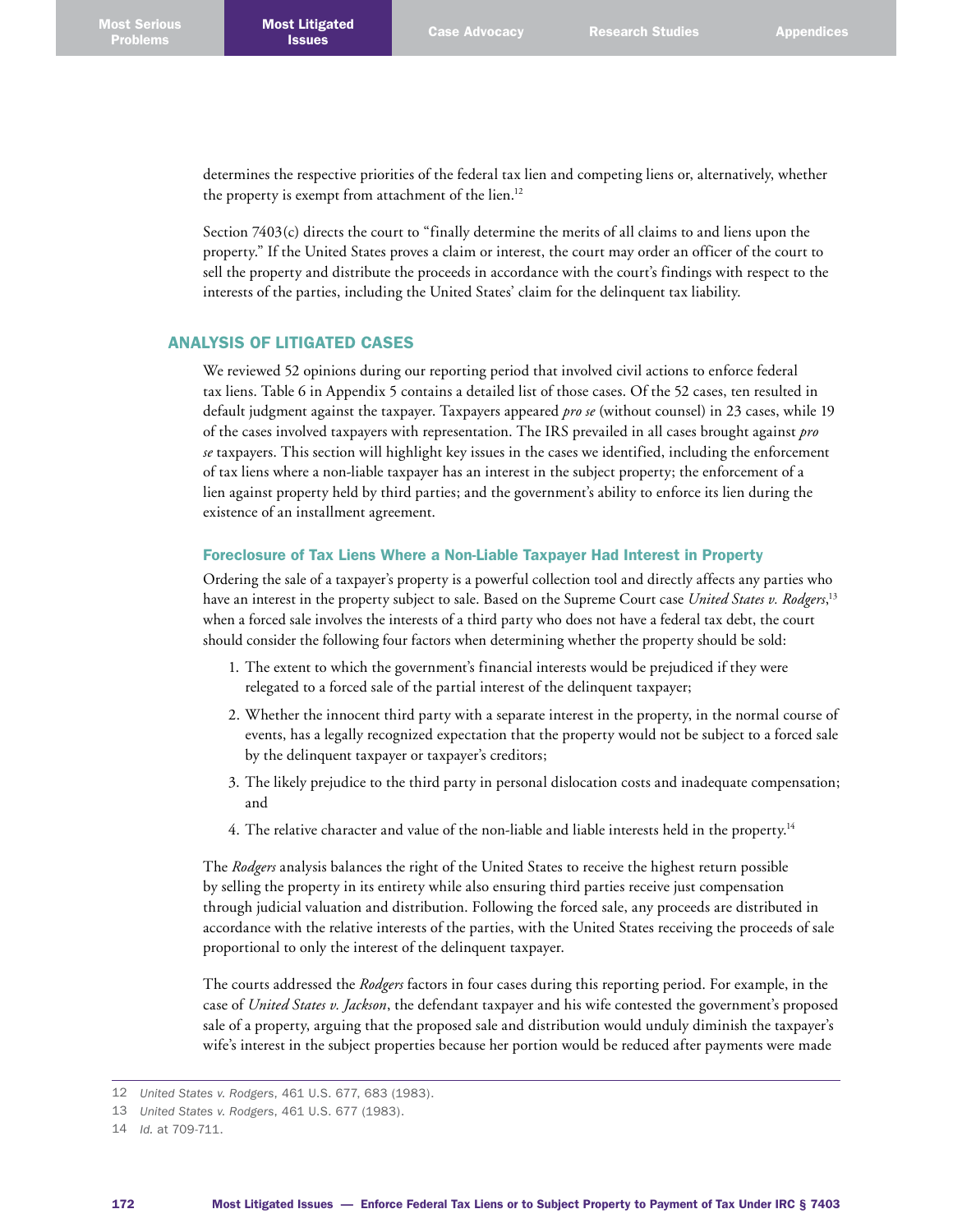determines the respective priorities of the federal tax lien and competing liens or, alternatively, whether the property is exempt from attachment of the lien.[12]

Section 7403(c) directs the court to "finally determine the merits of all claims to and liens upon the property." If the United States proves a claim or interest, the court may order an officer of the court to sell the property and distribute the proceeds in accordance with the court's findings with respect to the interests of the parties, including the United States' claim for the delinquent tax liability.

## ANALYSIS OF LITIGATED CASES

We reviewed 52 opinions during our reporting period that involved civil actions to enforce federal tax liens. Table 6 in Appendix 5 contains a detailed list of those cases. Of the 52 cases, ten resulted in default judgment against the taxpayer. Taxpayers appeared *pro se* (without counsel) in 23 cases, while 19 of the cases involved taxpayers with representation. The IRS prevailed in all cases brought against *pro se* taxpayers. This section will highlight key issues in the cases we identified, including the enforcement of tax liens where a non-liable taxpayer has an interest in the subject property; the enforcement of a lien against property held by third parties; and the government's ability to enforce its lien during the existence of an installment agreement.

### Foreclosure of Tax Liens Where a Non-Liable Taxpayer Had Interest in Property

Ordering the sale of a taxpayer's property is a powerful collection tool and directly affects any parties who have an interest in the property subject to sale. Based on the Supreme Court case *United States v. Rodgers*,[13] when a forced sale involves the interests of a third party who does not have a federal tax debt, the court should consider the following four factors when determining whether the property should be sold:

1. The extent to which the government's financial interests would be prejudiced if they were relegated to a forced sale of the partial interest of the delinquent taxpayer;
2. Whether the innocent third party with a separate interest in the property, in the normal course of events, has a legally recognized expectation that the property would not be subject to a forced sale by the delinquent taxpayer or taxpayer's creditors;
3. The likely prejudice to the third party in personal dislocation costs and inadequate compensation; and
4. The relative character and value of the non-liable and liable interests held in the property.[14]

The *Rodgers* analysis balances the right of the United States to receive the highest return possible by selling the property in its entirety while also ensuring third parties receive just compensation through judicial valuation and distribution. Following the forced sale, any proceeds are distributed in accordance with the relative interests of the parties, with the United States receiving the proceeds of sale proportional to only the interest of the delinquent taxpayer.

The courts addressed the *Rodgers* factors in four cases during this reporting period. For example, in the case of *United States v. Jackson*, the defendant taxpayer and his wife contested the government's proposed sale of a property, arguing that the proposed sale and distribution would unduly diminish the taxpayer's wife's interest in the subject properties because her portion would be reduced after payments were made

---

12 *United States v. Rodgers*, 461 U.S. 677, 683 (1983).

13 *United States v. Rodgers*, 461 U.S. 677 (1983).

14 *Id.* at 709-711.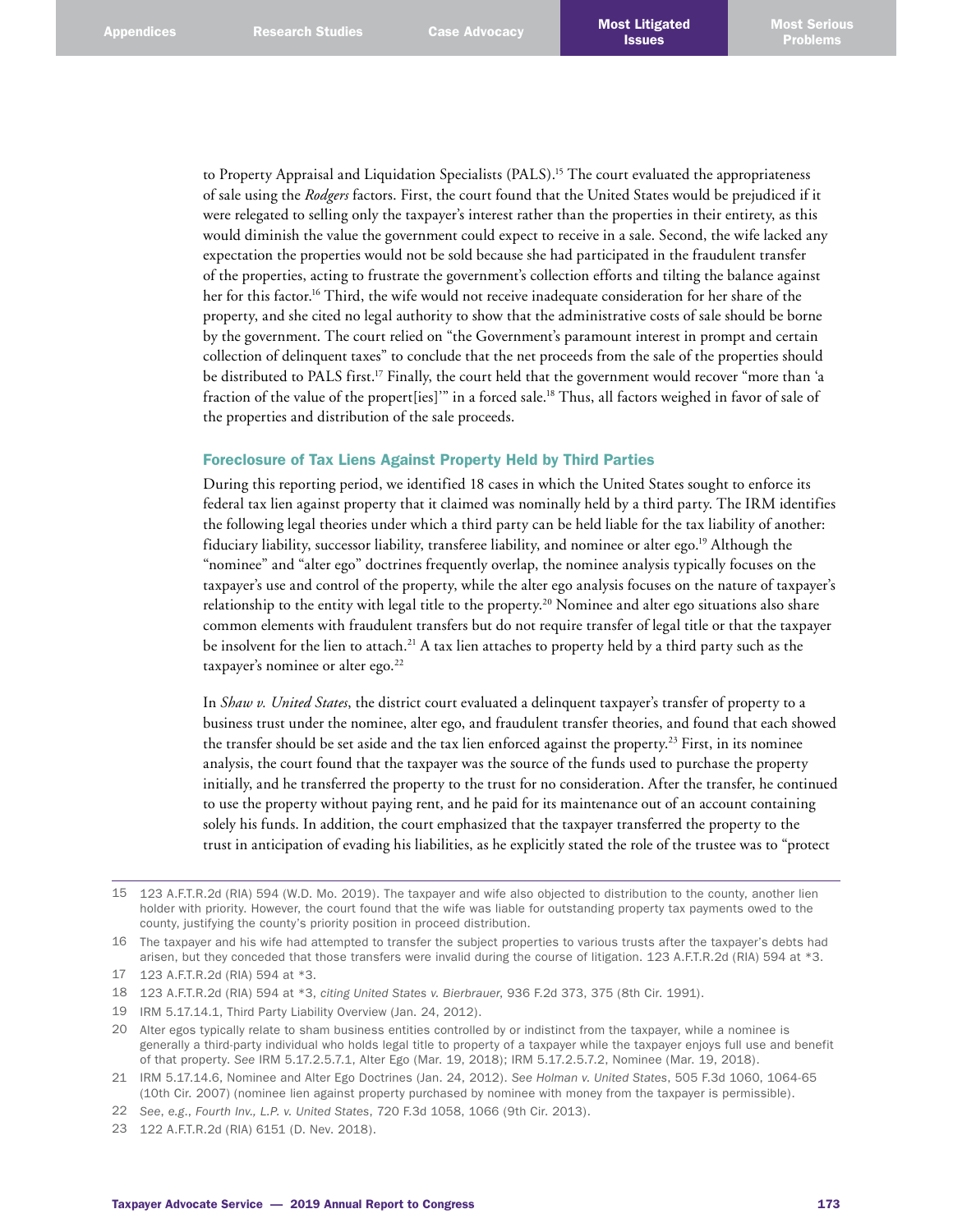to Property Appraisal and Liquidation Specialists (PALS).[15] The court evaluated the appropriateness of sale using the *Rodgers* factors. First, the court found that the United States would be prejudiced if it were relegated to selling only the taxpayer's interest rather than the properties in their entirety, as this would diminish the value the government could expect to receive in a sale. Second, the wife lacked any expectation the properties would not be sold because she had participated in the fraudulent transfer of the properties, acting to frustrate the government's collection efforts and tilting the balance against her for this factor.[16] Third, the wife would not receive inadequate consideration for her share of the property, and she cited no legal authority to show that the administrative costs of sale should be borne by the government. The court relied on "the Government's paramount interest in prompt and certain collection of delinquent taxes" to conclude that the net proceeds from the sale of the properties should be distributed to PALS first.[17] Finally, the court held that the government would recover "more than 'a fraction of the value of the propert[ies]'" in a forced sale.[18] Thus, all factors weighed in favor of sale of the properties and distribution of the sale proceeds.

### Foreclosure of Tax Liens Against Property Held by Third Parties

During this reporting period, we identified 18 cases in which the United States sought to enforce its federal tax lien against property that it claimed was nominally held by a third party. The IRM identifies the following legal theories under which a third party can be held liable for the tax liability of another: fiduciary liability, successor liability, transferee liability, and nominee or alter ego.[19] Although the "nominee" and "alter ego" doctrines frequently overlap, the nominee analysis typically focuses on the taxpayer's use and control of the property, while the alter ego analysis focuses on the nature of taxpayer's relationship to the entity with legal title to the property.[20] Nominee and alter ego situations also share common elements with fraudulent transfers but do not require transfer of legal title or that the taxpayer be insolvent for the lien to attach.[21] A tax lien attaches to property held by a third party such as the taxpayer's nominee or alter ego.[22]

In *Shaw v. United States*, the district court evaluated a delinquent taxpayer's transfer of property to a business trust under the nominee, alter ego, and fraudulent transfer theories, and found that each showed the transfer should be set aside and the tax lien enforced against the property.[23] First, in its nominee analysis, the court found that the taxpayer was the source of the funds used to purchase the property initially, and he transferred the property to the trust for no consideration. After the transfer, he continued to use the property without paying rent, and he paid for its maintenance out of an account containing solely his funds. In addition, the court emphasized that the taxpayer transferred the property to the trust in anticipation of evading his liabilities, as he explicitly stated the role of the trustee was to "protect

---

15 123 A.F.T.R.2d (RIA) 594 (W.D. Mo. 2019). The taxpayer and wife also objected to distribution to the county, another lien holder with priority. However, the court found that the wife was liable for outstanding property tax payments owed to the county, justifying the county's priority position in proceed distribution.

16 The taxpayer and his wife had attempted to transfer the subject properties to various trusts after the taxpayer's debts had arisen, but they conceded that those transfers were invalid during the course of litigation. 123 A.F.T.R.2d (RIA) 594 at *3.

17 123 A.F.T.R.2d (RIA) 594 at *3.

18 123 A.F.T.R.2d (RIA) 594 at *3, *citing United States v. Bierbrauer*, 936 F.2d 373, 375 (8th Cir. 1991).

19 IRM 5.17.14.1, Third Party Liability Overview (Jan. 24, 2012).

20 Alter egos typically relate to sham business entities controlled by or indistinct from the taxpayer, while a nominee is generally a third-party individual who holds legal title to property of a taxpayer while the taxpayer enjoys full use and benefit of that property. *See* IRM 5.17.2.5.7.1, Alter Ego (Mar. 19, 2018); IRM 5.17.2.5.7.2, Nominee (Mar. 19, 2018).

21 IRM 5.17.14.6, Nominee and Alter Ego Doctrines (Jan. 24, 2012). *See Holman v. United States*, 505 F.3d 1060, 1064-65 (10th Cir. 2007) (nominee lien against property purchased by nominee with money from the taxpayer is permissible).

22 *See, e.g., Fourth Inv., L.P. v. United States*, 720 F.3d 1058, 1066 (9th Cir. 2013).

23 122 A.F.T.R.2d (RIA) 6151 (D. Nev. 2018).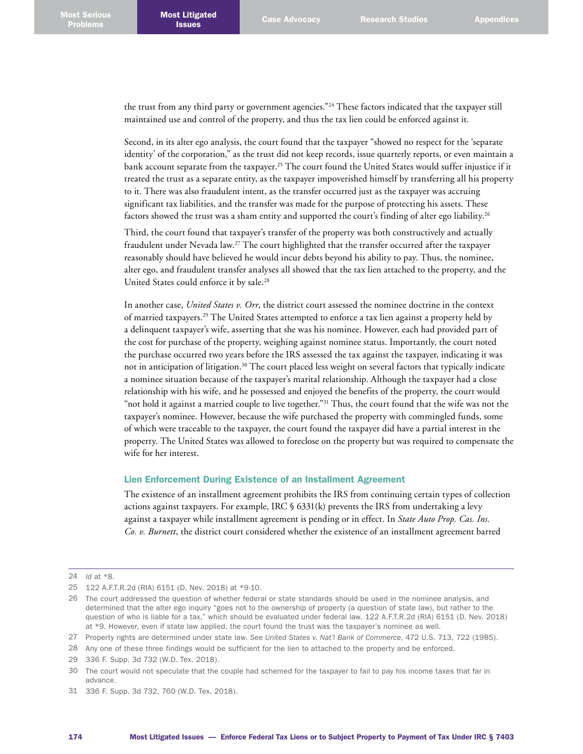the trust from any third party or government agencies."[24] These factors indicated that the taxpayer still maintained use and control of the property, and thus the tax lien could be enforced against it.

Second, in its alter ego analysis, the court found that the taxpayer "showed no respect for the 'separate identity' of the corporation," as the trust did not keep records, issue quarterly reports, or even maintain a bank account separate from the taxpayer.[25] The court found the United States would suffer injustice if it treated the trust as a separate entity, as the taxpayer impoverished himself by transferring all his property to it. There was also fraudulent intent, as the transfer occurred just as the taxpayer was accruing significant tax liabilities, and the transfer was made for the purpose of protecting his assets. These factors showed the trust was a sham entity and supported the court's finding of alter ego liability.[26]

Third, the court found that taxpayer's transfer of the property was both constructively and actually fraudulent under Nevada law.[27] The court highlighted that the transfer occurred after the taxpayer reasonably should have believed he would incur debts beyond his ability to pay. Thus, the nominee, alter ego, and fraudulent transfer analyses all showed that the tax lien attached to the property, and the United States could enforce it by sale.[28]

In another case, *United States v. Orr*, the district court assessed the nominee doctrine in the context of married taxpayers.[29] The United States attempted to enforce a tax lien against a property held by a delinquent taxpayer's wife, asserting that she was his nominee. However, each had provided part of the cost for purchase of the property, weighing against nominee status. Importantly, the court noted the purchase occurred two years before the IRS assessed the tax against the taxpayer, indicating it was not in anticipation of litigation.[30] The court placed less weight on several factors that typically indicate a nominee situation because of the taxpayer's marital relationship. Although the taxpayer had a close relationship with his wife, and he possessed and enjoyed the benefits of the property, the court would "not hold it against a married couple to live together."[31] Thus, the court found that the wife was not the taxpayer's nominee. However, because the wife purchased the property with commingled funds, some of which were traceable to the taxpayer, the court found the taxpayer did have a partial interest in the property. The United States was allowed to foreclose on the property but was required to compensate the wife for her interest.

### Lien Enforcement During Existence of an Installment Agreement

The existence of an installment agreement prohibits the IRS from continuing certain types of collection actions against taxpayers. For example, IRC § 6331(k) prevents the IRS from undertaking a levy against a taxpayer while installment agreement is pending or in effect. In *State Auto Prop. Cas. Ins. Co. v. Burnett*, the district court considered whether the existence of an installment agreement barred

---

24 *Id* at *8.

25 122 A.F.T.R.2d (RIA) 6151 (D. Nev. 2018) at *9-10.

26 The court addressed the question of whether federal or state standards should be used in the nominee analysis, and determined that the alter ego inquiry "goes not to the ownership of property (a question of state law), but rather to the question of who is liable for a tax," which should be evaluated under federal law. 122 A.F.T.R.2d (RIA) 6151 (D. Nev. 2018) at *9. However, even if state law applied, the court found the trust was the taxpayer's nominee as well.

27 Property rights are determined under state law. *See United States v. Nat'l Bank of Commerce*, 472 U.S. 713, 722 (1985).

28 Any one of these three findings would be sufficient for the lien to attached to the property and be enforced.

29 336 F. Supp. 3d 732 (W.D. Tex. 2018).

30 The court would not speculate that the couple had schemed for the taxpayer to fail to pay his income taxes that far in advance.

31 336 F. Supp. 3d 732, 760 (W.D. Tex. 2018).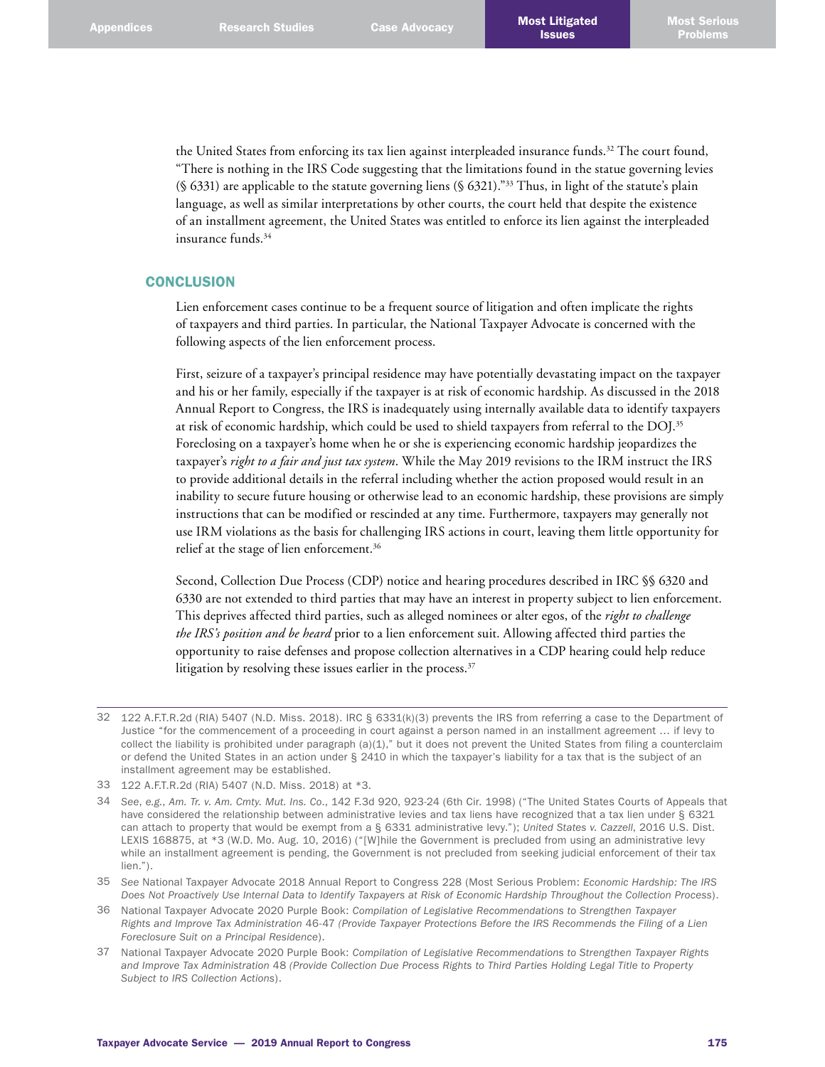the United States from enforcing its tax lien against interpleaded insurance funds.[32] The court found, "There is nothing in the IRS Code suggesting that the limitations found in the statue governing levies (§ 6331) are applicable to the statute governing liens (§ 6321)."[33] Thus, in light of the statute's plain language, as well as similar interpretations by other courts, the court held that despite the existence of an installment agreement, the United States was entitled to enforce its lien against the interpleaded insurance funds.[34]

## CONCLUSION

Lien enforcement cases continue to be a frequent source of litigation and often implicate the rights of taxpayers and third parties. In particular, the National Taxpayer Advocate is concerned with the following aspects of the lien enforcement process.

First, seizure of a taxpayer's principal residence may have potentially devastating impact on the taxpayer and his or her family, especially if the taxpayer is at risk of economic hardship. As discussed in the 2018 Annual Report to Congress, the IRS is inadequately using internally available data to identify taxpayers at risk of economic hardship, which could be used to shield taxpayers from referral to the DOJ.[35] Foreclosing on a taxpayer's home when he or she is experiencing economic hardship jeopardizes the taxpayer's *right to a fair and just tax system*. While the May 2019 revisions to the IRM instruct the IRS to provide additional details in the referral including whether the action proposed would result in an inability to secure future housing or otherwise lead to an economic hardship, these provisions are simply instructions that can be modified or rescinded at any time. Furthermore, taxpayers may generally not use IRM violations as the basis for challenging IRS actions in court, leaving them little opportunity for relief at the stage of lien enforcement.[36]

Second, Collection Due Process (CDP) notice and hearing procedures described in IRC §§ 6320 and 6330 are not extended to third parties that may have an interest in property subject to lien enforcement. This deprives affected third parties, such as alleged nominees or alter egos, of the *right to challenge the IRS's position and be heard* prior to a lien enforcement suit. Allowing affected third parties the opportunity to raise defenses and propose collection alternatives in a CDP hearing could help reduce litigation by resolving these issues earlier in the process.[37]

---

32 122 A.F.T.R.2d (RIA) 5407 (N.D. Miss. 2018). IRC § 6331(k)(3) prevents the IRS from referring a case to the Department of Justice "for the commencement of a proceeding in court against a person named in an installment agreement … if levy to collect the liability is prohibited under paragraph (a)(1)," but it does not prevent the United States from filing a counterclaim or defend the United States in an action under § 2410 in which the taxpayer's liability for a tax that is the subject of an installment agreement may be established.

33 122 A.F.T.R.2d (RIA) 5407 (N.D. Miss. 2018) at *3.

34 *See, e.g., Am. Tr. v. Am. Cmty. Mut. Ins. Co.*, 142 F.3d 920, 923-24 (6th Cir. 1998) ("The United States Courts of Appeals that have considered the relationship between administrative levies and tax liens have recognized that a tax lien under § 6321 can attach to property that would be exempt from a § 6331 administrative levy."); *United States v. Cazzell*, 2016 U.S. Dist. LEXIS 168875, at *3 (W.D. Mo. Aug. 10, 2016) ("[W]hile the Government is precluded from using an administrative levy while an installment agreement is pending, the Government is not precluded from seeking judicial enforcement of their tax lien.").

35 *See* National Taxpayer Advocate 2018 Annual Report to Congress 228 (Most Serious Problem: *Economic Hardship: The IRS Does Not Proactively Use Internal Data to Identify Taxpayers at Risk of Economic Hardship Throughout the Collection Process*).

36 National Taxpayer Advocate 2020 Purple Book: *Compilation of Legislative Recommendations to Strengthen Taxpayer Rights and Improve Tax Administration* 46-47 *(Provide Taxpayer Protections Before the IRS Recommends the Filing of a Lien Foreclosure Suit on a Principal Residence)*.

37 National Taxpayer Advocate 2020 Purple Book: *Compilation of Legislative Recommendations to Strengthen Taxpayer Rights and Improve Tax Administration* 48 *(Provide Collection Due Process Rights to Third Parties Holding Legal Title to Property Subject to IRS Collection Actions)*.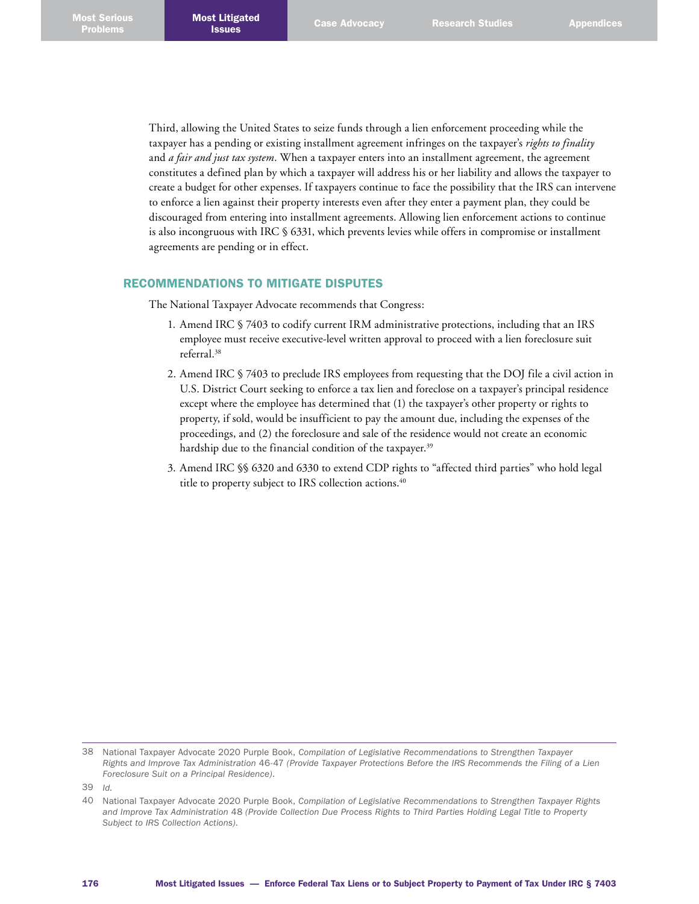Third, allowing the United States to seize funds through a lien enforcement proceeding while the taxpayer has a pending or existing installment agreement infringes on the taxpayer's *rights to finality* and *a fair and just tax system*. When a taxpayer enters into an installment agreement, the agreement constitutes a defined plan by which a taxpayer will address his or her liability and allows the taxpayer to create a budget for other expenses. If taxpayers continue to face the possibility that the IRS can intervene to enforce a lien against their property interests even after they enter a payment plan, they could be discouraged from entering into installment agreements. Allowing lien enforcement actions to continue is also incongruous with IRC § 6331, which prevents levies while offers in compromise or installment agreements are pending or in effect.

## RECOMMENDATIONS TO MITIGATE DISPUTES

The National Taxpayer Advocate recommends that Congress:

1. Amend IRC § 7403 to codify current IRM administrative protections, including that an IRS employee must receive executive-level written approval to proceed with a lien foreclosure suit referral.[38]
2. Amend IRC § 7403 to preclude IRS employees from requesting that the DOJ file a civil action in U.S. District Court seeking to enforce a tax lien and foreclose on a taxpayer's principal residence except where the employee has determined that (1) the taxpayer's other property or rights to property, if sold, would be insufficient to pay the amount due, including the expenses of the proceedings, and (2) the foreclosure and sale of the residence would not create an economic hardship due to the financial condition of the taxpayer.[39]
3. Amend IRC §§ 6320 and 6330 to extend CDP rights to "affected third parties" who hold legal title to property subject to IRS collection actions.[40]

---

38 National Taxpayer Advocate 2020 Purple Book, *Compilation of Legislative Recommendations to Strengthen Taxpayer Rights and Improve Tax Administration* 46-47 *(Provide Taxpayer Protections Before the IRS Recommends the Filing of a Lien Foreclosure Suit on a Principal Residence)*.

39 *Id.*

40 National Taxpayer Advocate 2020 Purple Book, *Compilation of Legislative Recommendations to Strengthen Taxpayer Rights and Improve Tax Administration* 48 *(Provide Collection Due Process Rights to Third Parties Holding Legal Title to Property Subject to IRS Collection Actions)*.